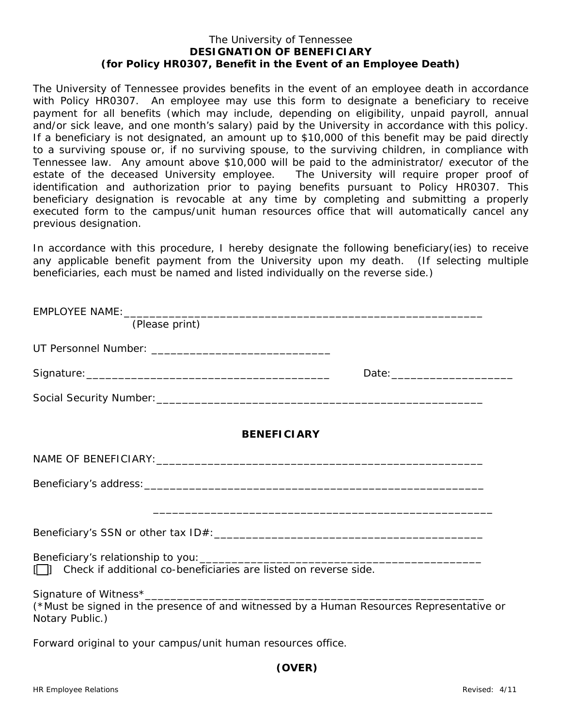The University of Tennessee

**DESIGNATION OF BENEFICIARY**

**(for Policy HR0307, Benefit in the Event of an Employee Death)**

The University of Tennessee provides benefits in the event of an employee death in accordance with Policy HR0307. An employee may use this form to designate a beneficiary to receive payment for all benefits (which may include, depending on eligibility, unpaid payroll, annual and/or sick leave, and one month's salary) paid by the University in accordance with this policy. If a beneficiary is not designated, an amount up to $10,000 of this benefit may be paid directly to a surviving spouse or, if no surviving spouse, to the surviving children, in compliance with Tennessee law. Any amount above $10,000 will be paid to the administrator/ executor of the estate of the deceased University employee. The University will require proper proof of identification and authorization prior to paying benefits pursuant to Policy HR0307. This beneficiary designation is revocable at any time by completing and submitting a properly executed form to the campus/unit human resources office that will automatically cancel any previous designation.

In accordance with this procedure, I hereby designate the following beneficiary(ies) to receive any applicable benefit payment from the University upon my death. (If selecting multiple beneficiaries, each must be named and listed individually on the reverse side.)

EMPLOYEE NAME:____________________________________________________________
(Please print)

UT Personnel Number: ____________________________

Signature:_______________________________________ Date:___________________

Social Security Number:___________________________________________________

**BENEFICIARY**

NAME OF BENEFICIARY:_____________________________________________________

Beneficiary's address:_____________________________________________________

_____________________________________________________

Beneficiary's SSN or other tax ID#:__________________________________________

Beneficiary's relationship to you:____________________________________________

[ ] Check if additional co-beneficiaries are listed on reverse side.

Signature of Witness*______________________________________________________

(*Must be signed in the presence of and witnessed by a Human Resources Representative or Notary Public.)

Forward original to your campus/unit human resources office.

**(OVER)**

HR Employee Relations Revised: 4/11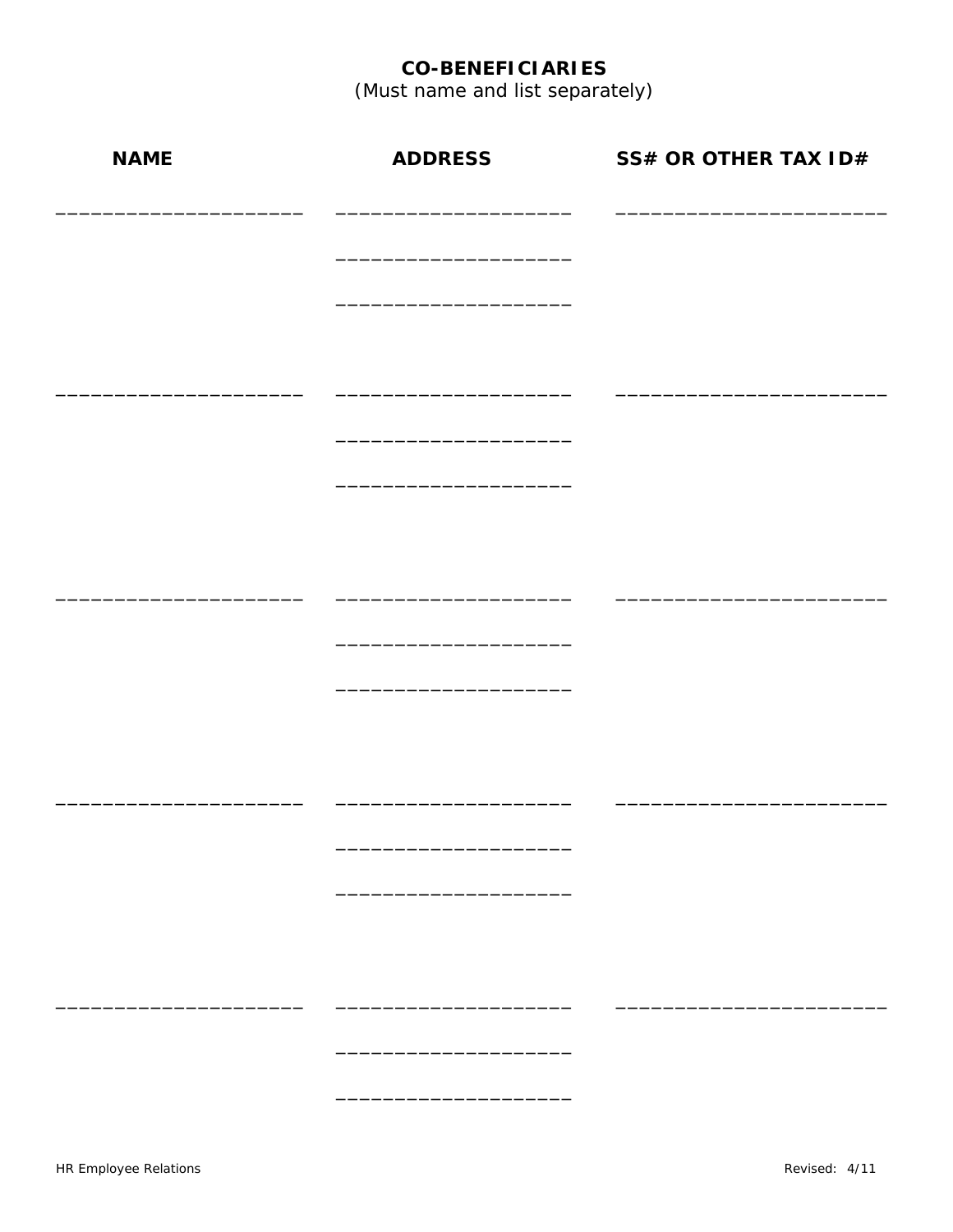## CO-BENEFICIARIES

(Must name and list separately)

| NAME | ADDRESS | SS# OR OTHER TAX ID# |
| --- | --- | --- |
| ____________________ | ____________________ | ______________________ |
| | ____________________ | |
| | ____________________ | |
| ____________________ | ____________________ | ______________________ |
| | ____________________ | |
| | ____________________ | |
| ____________________ | ____________________ | ______________________ |
| | ____________________ | |
| | ____________________ | |
| ____________________ | ____________________ | ______________________ |
| | ____________________ | |
| | ____________________ | |
| ____________________ | ____________________ | ______________________ |
| | ____________________ | |
| | ____________________ | |

HR Employee Relations

Revised: 4/11